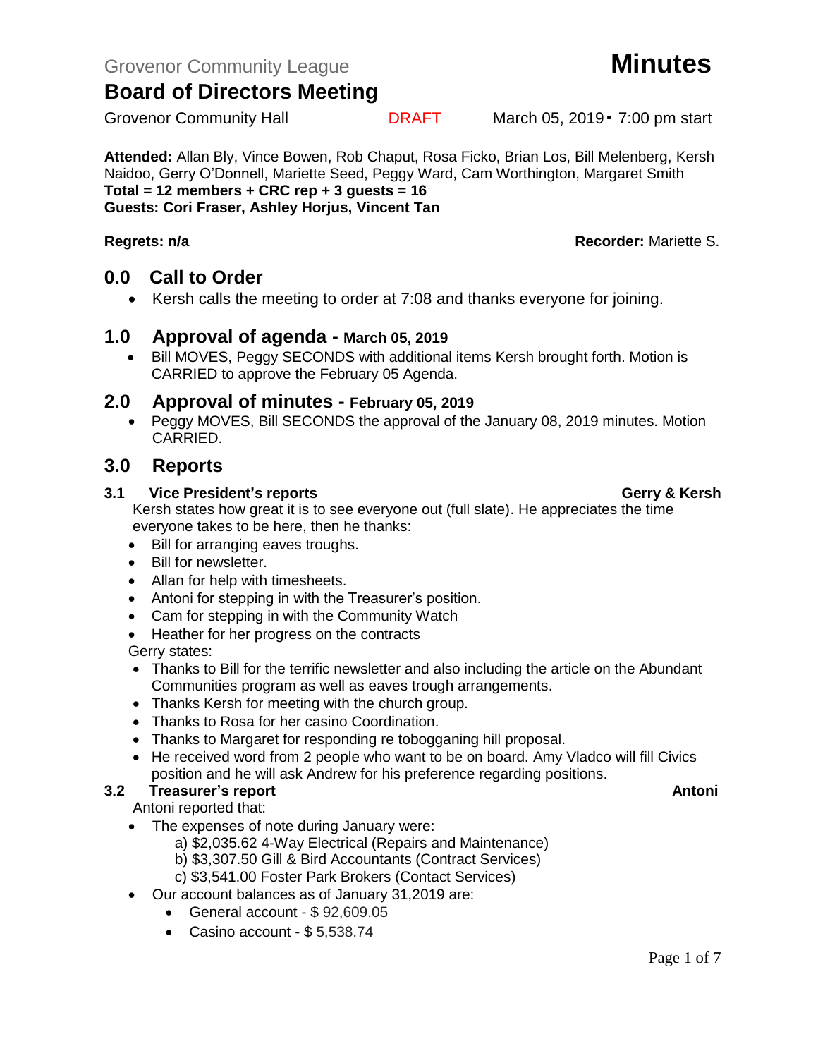Grovenor Community League

# Minutes

## Board of Directors Meeting

Grovenor Community Hall DRAFT March 05, 2019 ▪ 7:00 pm start

**Attended:** Allan Bly, Vince Bowen, Rob Chaput, Rosa Ficko, Brian Los, Bill Melenberg, Kersh Naidoo, Gerry O'Donnell, Mariette Seed, Peggy Ward, Cam Worthington, Margaret Smith
**Total = 12 members + CRC rep + 3 guests = 16**
**Guests: Cori Fraser, Ashley Horjus, Vincent Tan**

**Regrets: n/a** **Recorder:** Mariette S.

## 0.0 Call to Order

- Kersh calls the meeting to order at 7:08 and thanks everyone for joining.

## 1.0 Approval of agenda - March 05, 2019

- Bill MOVES, Peggy SECONDS with additional items Kersh brought forth. Motion is CARRIED to approve the February 05 Agenda.

## 2.0 Approval of minutes - February 05, 2019

- Peggy MOVES, Bill SECONDS the approval of the January 08, 2019 minutes. Motion CARRIED.

## 3.0 Reports

### 3.1 Vice President's reports — Gerry & Kersh

Kersh states how great it is to see everyone out (full slate). He appreciates the time everyone takes to be here, then he thanks:

- Bill for arranging eaves troughs.
- Bill for newsletter.
- Allan for help with timesheets.
- Antoni for stepping in with the Treasurer's position.
- Cam for stepping in with the Community Watch
- Heather for her progress on the contracts

Gerry states:

- Thanks to Bill for the terrific newsletter and also including the article on the Abundant Communities program as well as eaves trough arrangements.
- Thanks Kersh for meeting with the church group.
- Thanks to Rosa for her casino Coordination.
- Thanks to Margaret for responding re tobogganing hill proposal.
- He received word from 2 people who want to be on board. Amy Vladco will fill Civics position and he will ask Andrew for his preference regarding positions.

### 3.2 Treasurer's report — Antoni

Antoni reported that:

- The expenses of note during January were:
  - a) $2,035.62 4-Way Electrical (Repairs and Maintenance)
  - b) $3,307.50 Gill & Bird Accountants (Contract Services)
  - c) $3,541.00 Foster Park Brokers (Contact Services)
- Our account balances as of January 31,2019 are:
  - General account - $ 92,609.05
  - Casino account - $ 5,538.74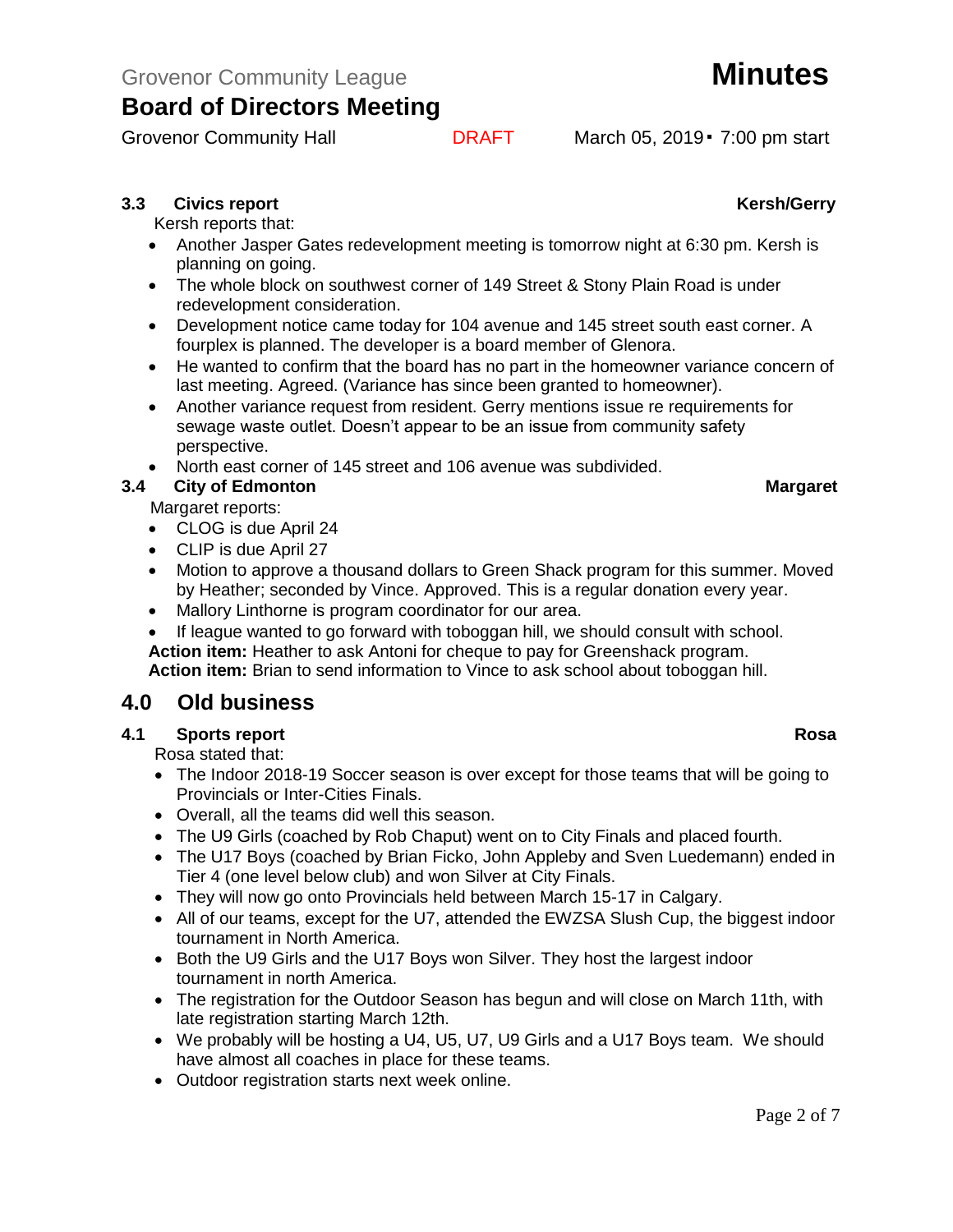### 3.3 Civics report — Kersh/Gerry

Kersh reports that:

- Another Jasper Gates redevelopment meeting is tomorrow night at 6:30 pm. Kersh is planning on going.
- The whole block on southwest corner of 149 Street & Stony Plain Road is under redevelopment consideration.
- Development notice came today for 104 avenue and 145 street south east corner. A fourplex is planned. The developer is a board member of Glenora.
- He wanted to confirm that the board has no part in the homeowner variance concern of last meeting. Agreed. (Variance has since been granted to homeowner).
- Another variance request from resident. Gerry mentions issue re requirements for sewage waste outlet. Doesn't appear to be an issue from community safety perspective.
- North east corner of 145 street and 106 avenue was subdivided.

### 3.4 City of Edmonton — Margaret

Margaret reports:

- CLOG is due April 24
- CLIP is due April 27
- Motion to approve a thousand dollars to Green Shack program for this summer. Moved by Heather; seconded by Vince. Approved. This is a regular donation every year.
- Mallory Linthorne is program coordinator for our area.
- If league wanted to go forward with toboggan hill, we should consult with school.

**Action item:** Heather to ask Antoni for cheque to pay for Greenshack program.
**Action item:** Brian to send information to Vince to ask school about toboggan hill.

## 4.0 Old business

### 4.1 Sports report — Rosa

Rosa stated that:

- The Indoor 2018-19 Soccer season is over except for those teams that will be going to Provincials or Inter-Cities Finals.
- Overall, all the teams did well this season.
- The U9 Girls (coached by Rob Chaput) went on to City Finals and placed fourth.
- The U17 Boys (coached by Brian Ficko, John Appleby and Sven Luedemann) ended in Tier 4 (one level below club) and won Silver at City Finals.
- They will now go onto Provincials held between March 15-17 in Calgary.
- All of our teams, except for the U7, attended the EWZSA Slush Cup, the biggest indoor tournament in North America.
- Both the U9 Girls and the U17 Boys won Silver. They host the largest indoor tournament in north America.
- The registration for the Outdoor Season has begun and will close on March 11th, with late registration starting March 12th.
- We probably will be hosting a U4, U5, U7, U9 Girls and a U17 Boys team. We should have almost all coaches in place for these teams.
- Outdoor registration starts next week online.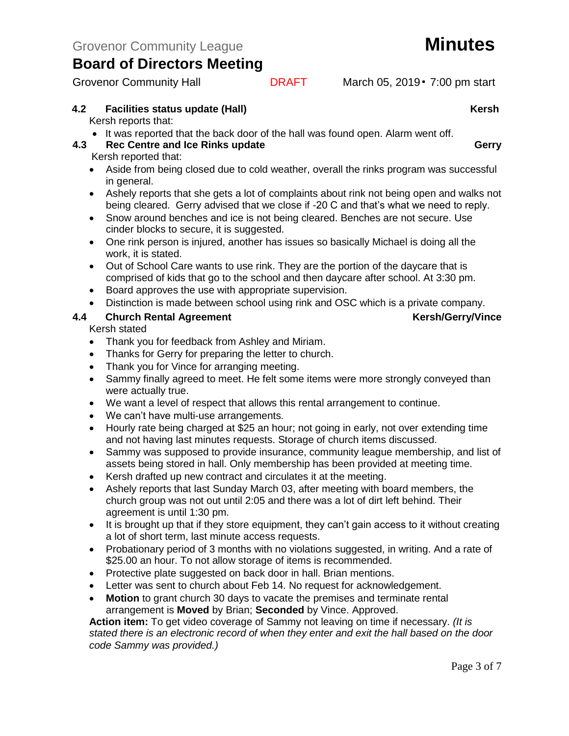### 4.2 Facilities status update (Hall) — Kersh

Kersh reports that:

- It was reported that the back door of the hall was found open. Alarm went off.

### 4.3 Rec Centre and Ice Rinks update — Gerry

Kersh reported that:

- Aside from being closed due to cold weather, overall the rinks program was successful in general.
- Ashely reports that she gets a lot of complaints about rink not being open and walks not being cleared. Gerry advised that we close if -20 C and that's what we need to reply.
- Snow around benches and ice is not being cleared. Benches are not secure. Use cinder blocks to secure, it is suggested.
- One rink person is injured, another has issues so basically Michael is doing all the work, it is stated.
- Out of School Care wants to use rink. They are the portion of the daycare that is comprised of kids that go to the school and then daycare after school. At 3:30 pm.
- Board approves the use with appropriate supervision.
- Distinction is made between school using rink and OSC which is a private company.

### 4.4 Church Rental Agreement — Kersh/Gerry/Vince

Kersh stated

- Thank you for feedback from Ashley and Miriam.
- Thanks for Gerry for preparing the letter to church.
- Thank you for Vince for arranging meeting.
- Sammy finally agreed to meet. He felt some items were more strongly conveyed than were actually true.
- We want a level of respect that allows this rental arrangement to continue.
- We can't have multi-use arrangements.
- Hourly rate being charged at $25 an hour; not going in early, not over extending time and not having last minutes requests. Storage of church items discussed.
- Sammy was supposed to provide insurance, community league membership, and list of assets being stored in hall. Only membership has been provided at meeting time.
- Kersh drafted up new contract and circulates it at the meeting.
- Ashely reports that last Sunday March 03, after meeting with board members, the church group was not out until 2:05 and there was a lot of dirt left behind. Their agreement is until 1:30 pm.
- It is brought up that if they store equipment, they can't gain access to it without creating a lot of short term, last minute access requests.
- Probationary period of 3 months with no violations suggested, in writing. And a rate of $25.00 an hour. To not allow storage of items is recommended.
- Protective plate suggested on back door in hall. Brian mentions.
- Letter was sent to church about Feb 14. No request for acknowledgement.
- **Motion** to grant church 30 days to vacate the premises and terminate rental arrangement is **Moved** by Brian; **Seconded** by Vince. Approved.

**Action item:** To get video coverage of Sammy not leaving on time if necessary. *(It is stated there is an electronic record of when they enter and exit the hall based on the door code Sammy was provided.)*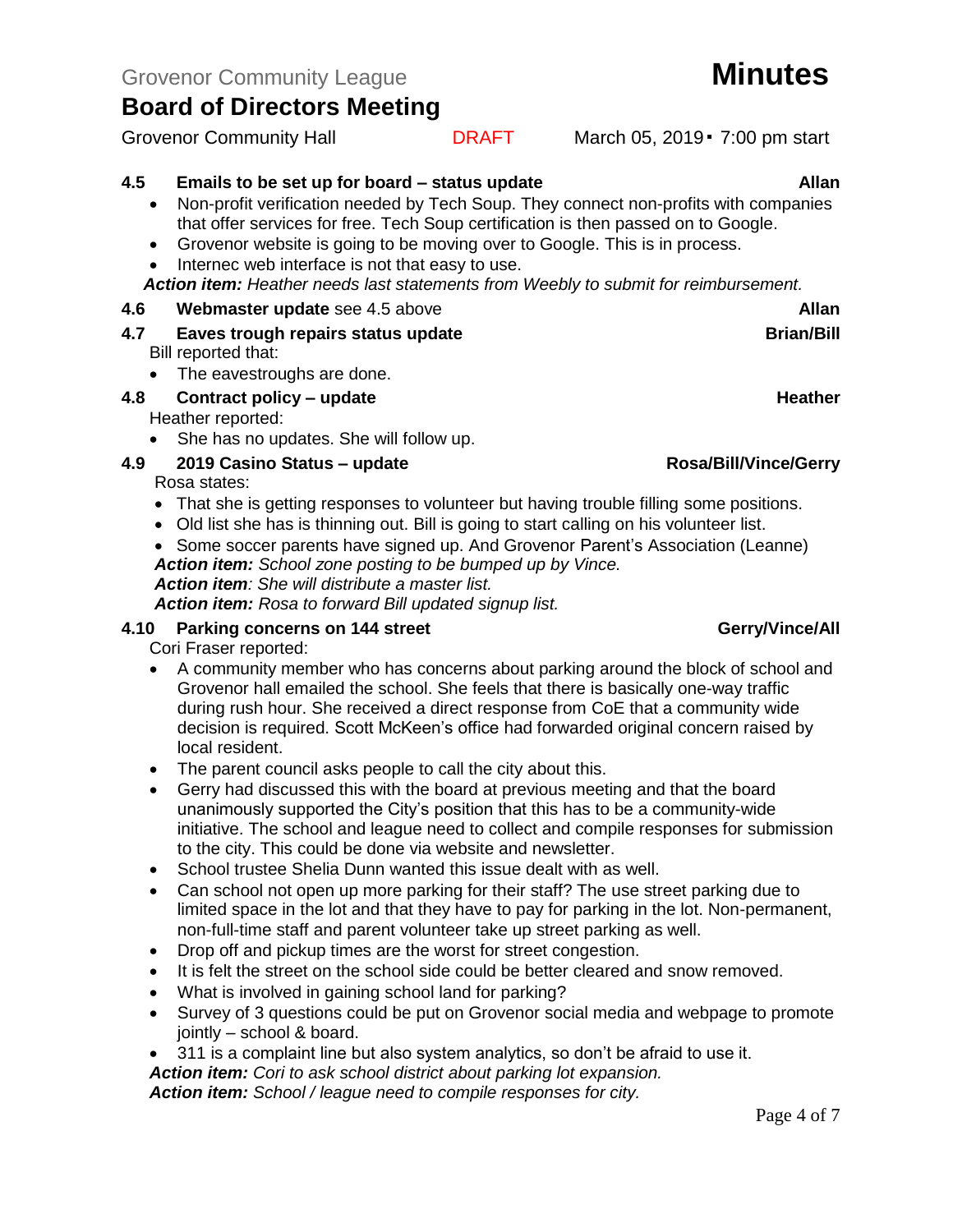### 4.5 Emails to be set up for board – status update — Allan

- Non-profit verification needed by Tech Soup. They connect non-profits with companies that offer services for free. Tech Soup certification is then passed on to Google.
- Grovenor website is going to be moving over to Google. This is in process.
- Internec web interface is not that easy to use.

***Action item:*** *Heather needs last statements from Weebly to submit for reimbursement.*

### 4.6 Webmaster update see 4.5 above — Allan

### 4.7 Eaves trough repairs status update — Brian/Bill

Bill reported that:

- The eavestroughs are done.

### 4.8 Contract policy – update — Heather

Heather reported:

- She has no updates. She will follow up.

### 4.9 2019 Casino Status – update — Rosa/Bill/Vince/Gerry

Rosa states:

- That she is getting responses to volunteer but having trouble filling some positions.
- Old list she has is thinning out. Bill is going to start calling on his volunteer list.
- Some soccer parents have signed up. And Grovenor Parent's Association (Leanne)

***Action item:*** *School zone posting to be bumped up by Vince.*
***Action item****: She will distribute a master list.*
***Action item:*** *Rosa to forward Bill updated signup list.*

### 4.10 Parking concerns on 144 street — Gerry/Vince/All

Cori Fraser reported:

- A community member who has concerns about parking around the block of school and Grovenor hall emailed the school. She feels that there is basically one-way traffic during rush hour. She received a direct response from CoE that a community wide decision is required. Scott McKeen's office had forwarded original concern raised by local resident.
- The parent council asks people to call the city about this.
- Gerry had discussed this with the board at previous meeting and that the board unanimously supported the City's position that this has to be a community-wide initiative. The school and league need to collect and compile responses for submission to the city. This could be done via website and newsletter.
- School trustee Shelia Dunn wanted this issue dealt with as well.
- Can school not open up more parking for their staff? The use street parking due to limited space in the lot and that they have to pay for parking in the lot. Non-permanent, non-full-time staff and parent volunteer take up street parking as well.
- Drop off and pickup times are the worst for street congestion.
- It is felt the street on the school side could be better cleared and snow removed.
- What is involved in gaining school land for parking?
- Survey of 3 questions could be put on Grovenor social media and webpage to promote jointly – school & board.
- 311 is a complaint line but also system analytics, so don't be afraid to use it.

***Action item:*** *Cori to ask school district about parking lot expansion.*
***Action item:*** *School / league need to compile responses for city.*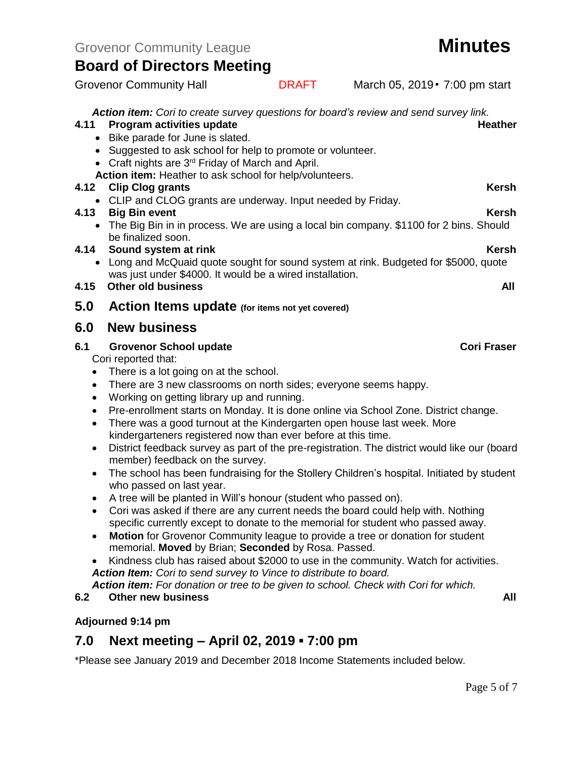Grovenor Community League

# Minutes

## Board of Directors Meeting

Grovenor Community Hall DRAFT March 05, 2019 ▪ 7:00 pm start

***Action item:*** *Cori to create survey questions for board's review and send survey link.*

**4.11 Program activities update** **Heather**

- Bike parade for June is slated.
- Suggested to ask school for help to promote or volunteer.
- Craft nights are 3rd Friday of March and April.

**Action item:** Heather to ask school for help/volunteers.

**4.12 Clip Clog grants** **Kersh**

- CLIP and CLOG grants are underway. Input needed by Friday.

**4.13 Big Bin event** **Kersh**

- The Big Bin in in process. We are using a local bin company. $1100 for 2 bins. Should be finalized soon.

**4.14 Sound system at rink** **Kersh**

- Long and McQuaid quote sought for sound system at rink. Budgeted for $5000, quote was just under $4000. It would be a wired installation.

**4.15 Other old business** **All**

## 5.0 Action Items update (for items not yet covered)

## 6.0 New business

**6.1 Grovenor School update** **Cori Fraser**

Cori reported that:

- There is a lot going on at the school.
- There are 3 new classrooms on north sides; everyone seems happy.
- Working on getting library up and running.
- Pre-enrollment starts on Monday. It is done online via School Zone. District change.
- There was a good turnout at the Kindergarten open house last week. More kindergarteners registered now than ever before at this time.
- District feedback survey as part of the pre-registration. The district would like our (board member) feedback on the survey.
- The school has been fundraising for the Stollery Children's hospital. Initiated by student who passed on last year.
- A tree will be planted in Will's honour (student who passed on).
- Cori was asked if there are any current needs the board could help with. Nothing specific currently except to donate to the memorial for student who passed away.
- **Motion** for Grovenor Community league to provide a tree or donation for student memorial. **Moved** by Brian; **Seconded** by Rosa. Passed.
- Kindness club has raised about $2000 to use in the community. Watch for activities.

***Action Item:*** *Cori to send survey to Vince to distribute to board.*

***Action item:*** *For donation or tree to be given to school. Check with Cori for which.*

**6.2 Other new business** **All**

**Adjourned 9:14 pm**

## 7.0 Next meeting – April 02, 2019 ▪ 7:00 pm

*Please see January 2019 and December 2018 Income Statements included below.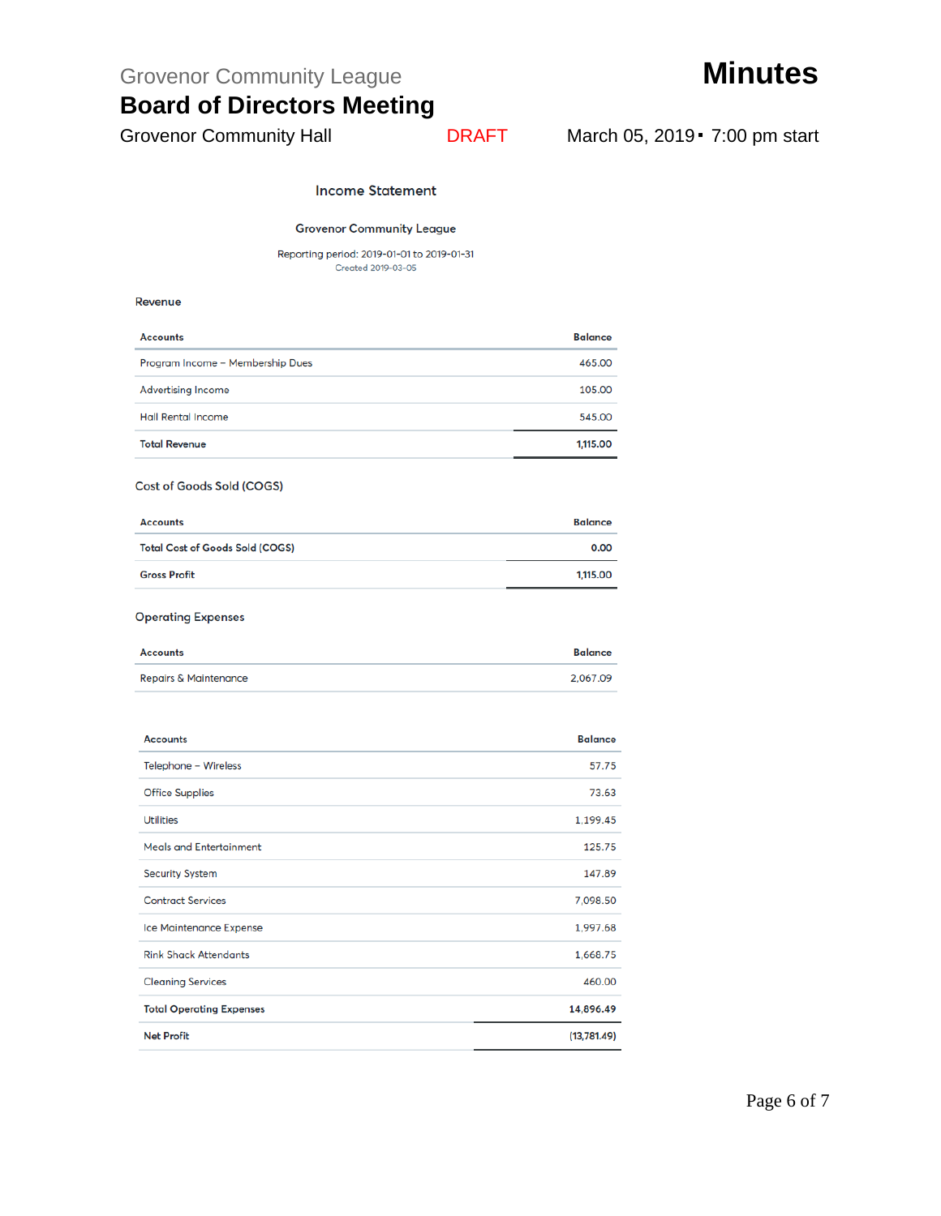# Income Statement

## Grovenor Community League

Reporting period: 2019-01-01 to 2019-01-31
Created 2019-03-05

### Revenue

| Accounts | Balance |
|---|---|
| Program Income – Membership Dues | 465.00 |
| Advertising Income | 105.00 |
| Hall Rental Income | 545.00 |
| **Total Revenue** | **1,115.00** |

### Cost of Goods Sold (COGS)

| Accounts | Balance |
|---|---|
| **Total Cost of Goods Sold (COGS)** | **0.00** |
| **Gross Profit** | **1,115.00** |

### Operating Expenses

| Accounts | Balance |
|---|---|
| Repairs & Maintenance | 2,067.09 |

| Accounts | Balance |
|---|---|
| Telephone – Wireless | 57.75 |
| Office Supplies | 73.63 |
| Utilities | 1,199.45 |
| Meals and Entertainment | 125.75 |
| Security System | 147.89 |
| Contract Services | 7,098.50 |
| Ice Maintenance Expense | 1,997.68 |
| Rink Shack Attendants | 1,668.75 |
| Cleaning Services | 460.00 |
| **Total Operating Expenses** | **14,896.49** |
| **Net Profit** | **(13,781.49)** |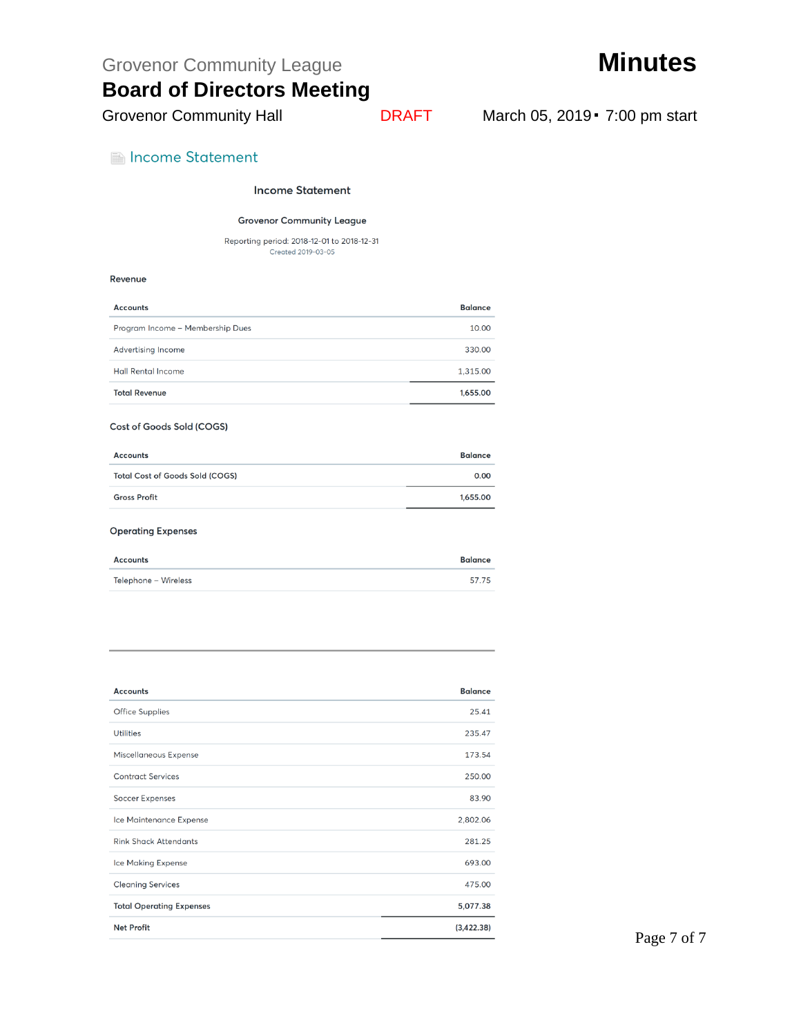Grovenor Community League

# Board of Directors Meeting

Grovenor Community Hall DRAFT March 05, 2019 ▪ 7:00 pm start

**Minutes**

## Income Statement

### Income Statement

Grovenor Community League

Reporting period: 2018-12-01 to 2018-12-31
Created 2019-03-05

#### Revenue

| Accounts | Balance |
|---|---|
| Program Income – Membership Dues | 10.00 |
| Advertising Income | 330.00 |
| Hall Rental Income | 1,315.00 |
| **Total Revenue** | **1,655.00** |

#### Cost of Goods Sold (COGS)

| Accounts | Balance |
|---|---|
| **Total Cost of Goods Sold (COGS)** | **0.00** |
| **Gross Profit** | **1,655.00** |

#### Operating Expenses

| Accounts | Balance |
|---|---|
| Telephone – Wireless | 57.75 |
| Office Supplies | 25.41 |
| Utilities | 235.47 |
| Miscellaneous Expense | 173.54 |
| Contract Services | 250.00 |
| Soccer Expenses | 83.90 |
| Ice Maintenance Expense | 2,802.06 |
| Rink Shack Attendants | 281.25 |
| Ice Making Expense | 693.00 |
| Cleaning Services | 475.00 |
| **Total Operating Expenses** | **5,077.38** |
| **Net Profit** | **(3,422.38)** |